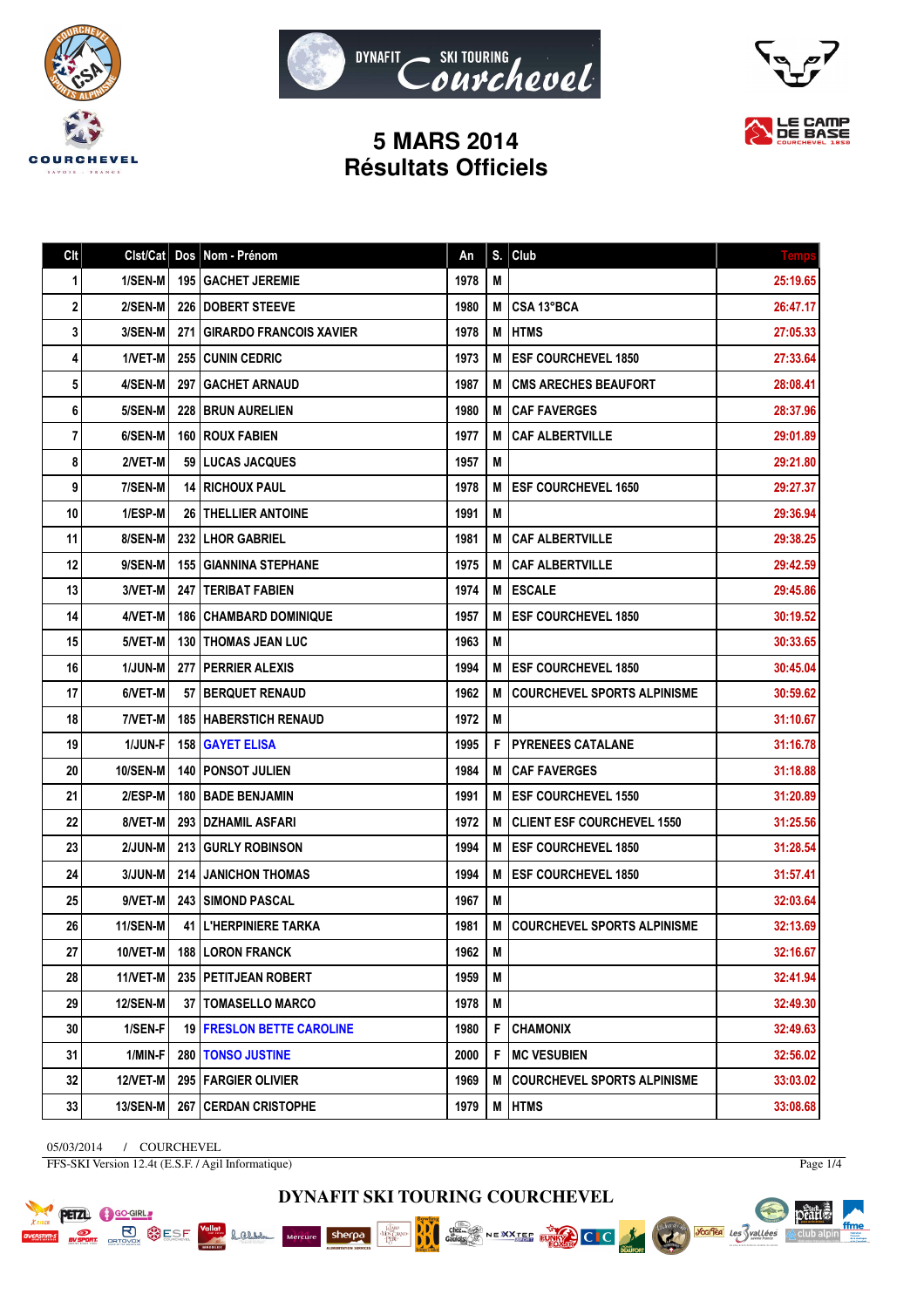# 5 MARS 2014
# Résultats Officiels

| Clt | Clst/Cat | Dos | Nom - Prénom | An | S. | Club | Temps |
|---|---|---|---|---|---|---|---|
| 1 | 1/SEN-M | 195 | GACHET JEREMIE | 1978 | M | | 25:19.65 |
| 2 | 2/SEN-M | 226 | DOBERT STEEVE | 1980 | M | CSA 13°BCA | 26:47.17 |
| 3 | 3/SEN-M | 271 | GIRARDO FRANCOIS XAVIER | 1978 | M | HTMS | 27:05.33 |
| 4 | 1/VET-M | 255 | CUNIN CEDRIC | 1973 | M | ESF COURCHEVEL 1850 | 27:33.64 |
| 5 | 4/SEN-M | 297 | GACHET ARNAUD | 1987 | M | CMS ARECHES BEAUFORT | 28:08.41 |
| 6 | 5/SEN-M | 228 | BRUN AURELIEN | 1980 | M | CAF FAVERGES | 28:37.96 |
| 7 | 6/SEN-M | 160 | ROUX FABIEN | 1977 | M | CAF ALBERTVILLE | 29:01.89 |
| 8 | 2/VET-M | 59 | LUCAS JACQUES | 1957 | M | | 29:21.80 |
| 9 | 7/SEN-M | 14 | RICHOUX PAUL | 1978 | M | ESF COURCHEVEL 1650 | 29:27.37 |
| 10 | 1/ESP-M | 26 | THELLIER ANTOINE | 1991 | M | | 29:36.94 |
| 11 | 8/SEN-M | 232 | LHOR GABRIEL | 1981 | M | CAF ALBERTVILLE | 29:38.25 |
| 12 | 9/SEN-M | 155 | GIANNINA STEPHANE | 1975 | M | CAF ALBERTVILLE | 29:42.59 |
| 13 | 3/VET-M | 247 | TERIBAT FABIEN | 1974 | M | ESCALE | 29:45.86 |
| 14 | 4/VET-M | 186 | CHAMBARD DOMINIQUE | 1957 | M | ESF COURCHEVEL 1850 | 30:19.52 |
| 15 | 5/VET-M | 130 | THOMAS JEAN LUC | 1963 | M | | 30:33.65 |
| 16 | 1/JUN-M | 277 | PERRIER ALEXIS | 1994 | M | ESF COURCHEVEL 1850 | 30:45.04 |
| 17 | 6/VET-M | 57 | BERQUET RENAUD | 1962 | M | COURCHEVEL SPORTS ALPINISME | 30:59.62 |
| 18 | 7/VET-M | 185 | HABERSTICH RENAUD | 1972 | M | | 31:10.67 |
| 19 | 1/JUN-F | 158 | GAYET ELISA | 1995 | F | PYRENEES CATALANE | 31:16.78 |
| 20 | 10/SEN-M | 140 | PONSOT JULIEN | 1984 | M | CAF FAVERGES | 31:18.88 |
| 21 | 2/ESP-M | 180 | BADE BENJAMIN | 1991 | M | ESF COURCHEVEL 1550 | 31:20.89 |
| 22 | 8/VET-M | 293 | DZHAMIL ASFARI | 1972 | M | CLIENT ESF COURCHEVEL 1550 | 31:25.56 |
| 23 | 2/JUN-M | 213 | GURLY ROBINSON | 1994 | M | ESF COURCHEVEL 1850 | 31:28.54 |
| 24 | 3/JUN-M | 214 | JANICHON THOMAS | 1994 | M | ESF COURCHEVEL 1850 | 31:57.41 |
| 25 | 9/VET-M | 243 | SIMOND PASCAL | 1967 | M | | 32:03.64 |
| 26 | 11/SEN-M | 41 | L'HERPINIERE TARKA | 1981 | M | COURCHEVEL SPORTS ALPINISME | 32:13.69 |
| 27 | 10/VET-M | 188 | LORON FRANCK | 1962 | M | | 32:16.67 |
| 28 | 11/VET-M | 235 | PETITJEAN ROBERT | 1959 | M | | 32:41.94 |
| 29 | 12/SEN-M | 37 | TOMASELLO MARCO | 1978 | M | | 32:49.30 |
| 30 | 1/SEN-F | 19 | FRESLON BETTE CAROLINE | 1980 | F | CHAMONIX | 32:49.63 |
| 31 | 1/MIN-F | 280 | TONSO JUSTINE | 2000 | F | MC VESUBIEN | 32:56.02 |
| 32 | 12/VET-M | 295 | FARGIER OLIVIER | 1969 | M | COURCHEVEL SPORTS ALPINISME | 33:03.02 |
| 33 | 13/SEN-M | 267 | CERDAN CRISTOPHE | 1979 | M | HTMS | 33:08.68 |

05/03/2014 / COURCHEVEL

FFS-SKI Version 12.4t (E.S.F. / Agil Informatique)

DYNAFIT SKI TOURING COURCHEVEL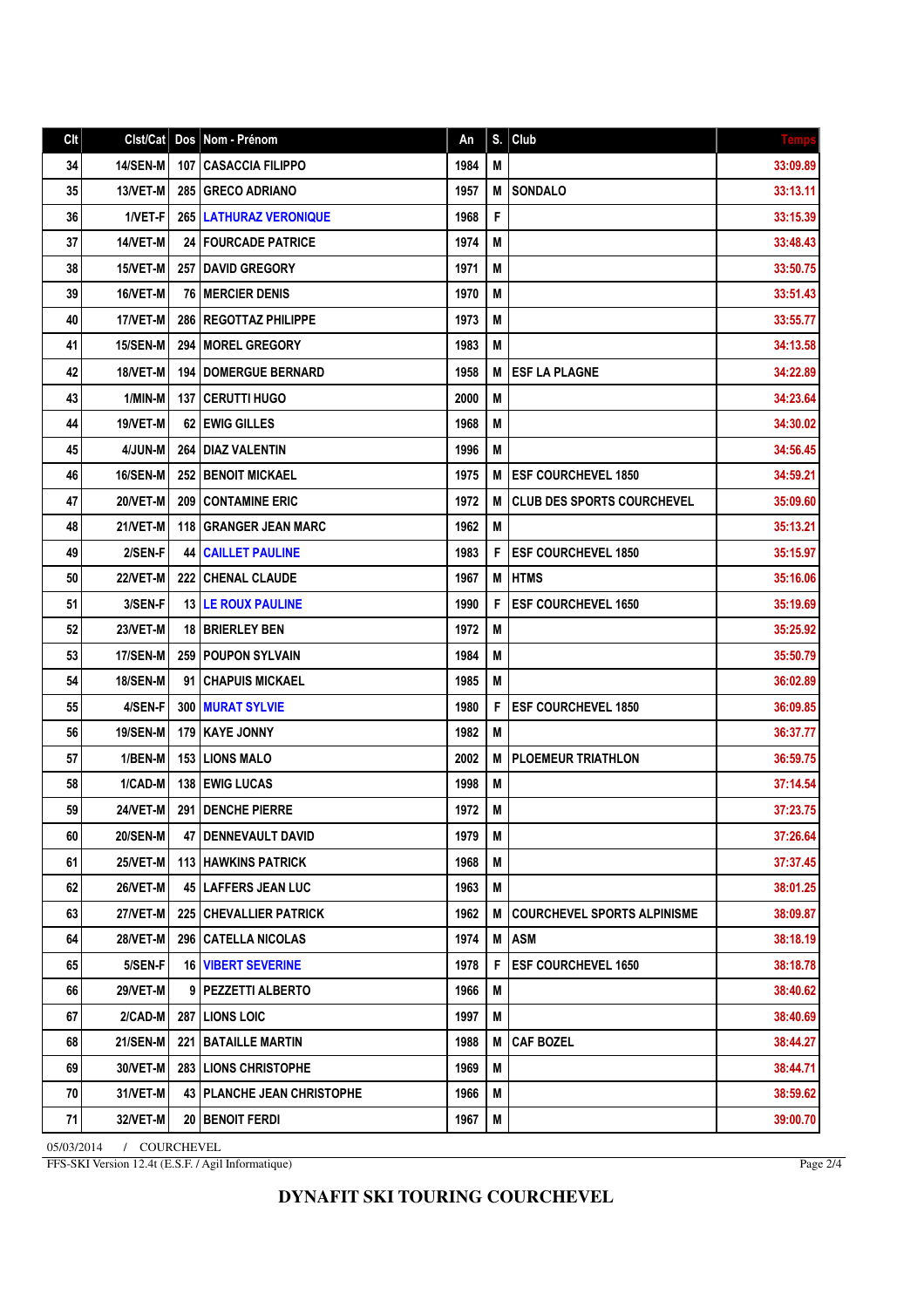| Clt | Clst/Cat | Dos | Nom - Prénom | An | S. | Club | Temps |
|---|---|---|---|---|---|---|---|
| 34 | 14/SEN-M | 107 | CASACCIA FILIPPO | 1984 | M | | 33:09.89 |
| 35 | 13/VET-M | 285 | GRECO ADRIANO | 1957 | M | SONDALO | 33:13.11 |
| 36 | 1/VET-F | 265 | LATHURAZ VERONIQUE | 1968 | F | | 33:15.39 |
| 37 | 14/VET-M | 24 | FOURCADE PATRICE | 1974 | M | | 33:48.43 |
| 38 | 15/VET-M | 257 | DAVID GREGORY | 1971 | M | | 33:50.75 |
| 39 | 16/VET-M | 76 | MERCIER DENIS | 1970 | M | | 33:51.43 |
| 40 | 17/VET-M | 286 | REGOTTAZ PHILIPPE | 1973 | M | | 33:55.77 |
| 41 | 15/SEN-M | 294 | MOREL GREGORY | 1983 | M | | 34:13.58 |
| 42 | 18/VET-M | 194 | DOMERGUE BERNARD | 1958 | M | ESF LA PLAGNE | 34:22.89 |
| 43 | 1/MIN-M | 137 | CERUTTI HUGO | 2000 | M | | 34:23.64 |
| 44 | 19/VET-M | 62 | EWIG GILLES | 1968 | M | | 34:30.02 |
| 45 | 4/JUN-M | 264 | DIAZ VALENTIN | 1996 | M | | 34:56.45 |
| 46 | 16/SEN-M | 252 | BENOIT MICKAEL | 1975 | M | ESF COURCHEVEL 1850 | 34:59.21 |
| 47 | 20/VET-M | 209 | CONTAMINE ERIC | 1972 | M | CLUB DES SPORTS COURCHEVEL | 35:09.60 |
| 48 | 21/VET-M | 118 | GRANGER JEAN MARC | 1962 | M | | 35:13.21 |
| 49 | 2/SEN-F | 44 | CAILLET PAULINE | 1983 | F | ESF COURCHEVEL 1850 | 35:15.97 |
| 50 | 22/VET-M | 222 | CHENAL CLAUDE | 1967 | M | HTMS | 35:16.06 |
| 51 | 3/SEN-F | 13 | LE ROUX PAULINE | 1990 | F | ESF COURCHEVEL 1650 | 35:19.69 |
| 52 | 23/VET-M | 18 | BRIERLEY BEN | 1972 | M | | 35:25.92 |
| 53 | 17/SEN-M | 259 | POUPON SYLVAIN | 1984 | M | | 35:50.79 |
| 54 | 18/SEN-M | 91 | CHAPUIS MICKAEL | 1985 | M | | 36:02.89 |
| 55 | 4/SEN-F | 300 | MURAT SYLVIE | 1980 | F | ESF COURCHEVEL 1850 | 36:09.85 |
| 56 | 19/SEN-M | 179 | KAYE JONNY | 1982 | M | | 36:37.77 |
| 57 | 1/BEN-M | 153 | LIONS MALO | 2002 | M | PLOEMEUR TRIATHLON | 36:59.75 |
| 58 | 1/CAD-M | 138 | EWIG LUCAS | 1998 | M | | 37:14.54 |
| 59 | 24/VET-M | 291 | DENCHE PIERRE | 1972 | M | | 37:23.75 |
| 60 | 20/SEN-M | 47 | DENNEVAULT DAVID | 1979 | M | | 37:26.64 |
| 61 | 25/VET-M | 113 | HAWKINS PATRICK | 1968 | M | | 37:37.45 |
| 62 | 26/VET-M | 45 | LAFFERS JEAN LUC | 1963 | M | | 38:01.25 |
| 63 | 27/VET-M | 225 | CHEVALLIER PATRICK | 1962 | M | COURCHEVEL SPORTS ALPINISME | 38:09.87 |
| 64 | 28/VET-M | 296 | CATELLA NICOLAS | 1974 | M | ASM | 38:18.19 |
| 65 | 5/SEN-F | 16 | VIBERT SEVERINE | 1978 | F | ESF COURCHEVEL 1650 | 38:18.78 |
| 66 | 29/VET-M | 9 | PEZZETTI ALBERTO | 1966 | M | | 38:40.62 |
| 67 | 2/CAD-M | 287 | LIONS LOIC | 1997 | M | | 38:40.69 |
| 68 | 21/SEN-M | 221 | BATAILLE MARTIN | 1988 | M | CAF BOZEL | 38:44.27 |
| 69 | 30/VET-M | 283 | LIONS CHRISTOPHE | 1969 | M | | 38:44.71 |
| 70 | 31/VET-M | 43 | PLANCHE JEAN CHRISTOPHE | 1966 | M | | 38:59.62 |
| 71 | 32/VET-M | 20 | BENOIT FERDI | 1967 | M | | 39:00.70 |

05/03/2014 / COURCHEVEL

FFS-SKI Version 12.4t (E.S.F. / Agil Informatique)

**DYNAFIT SKI TOURING COURCHEVEL**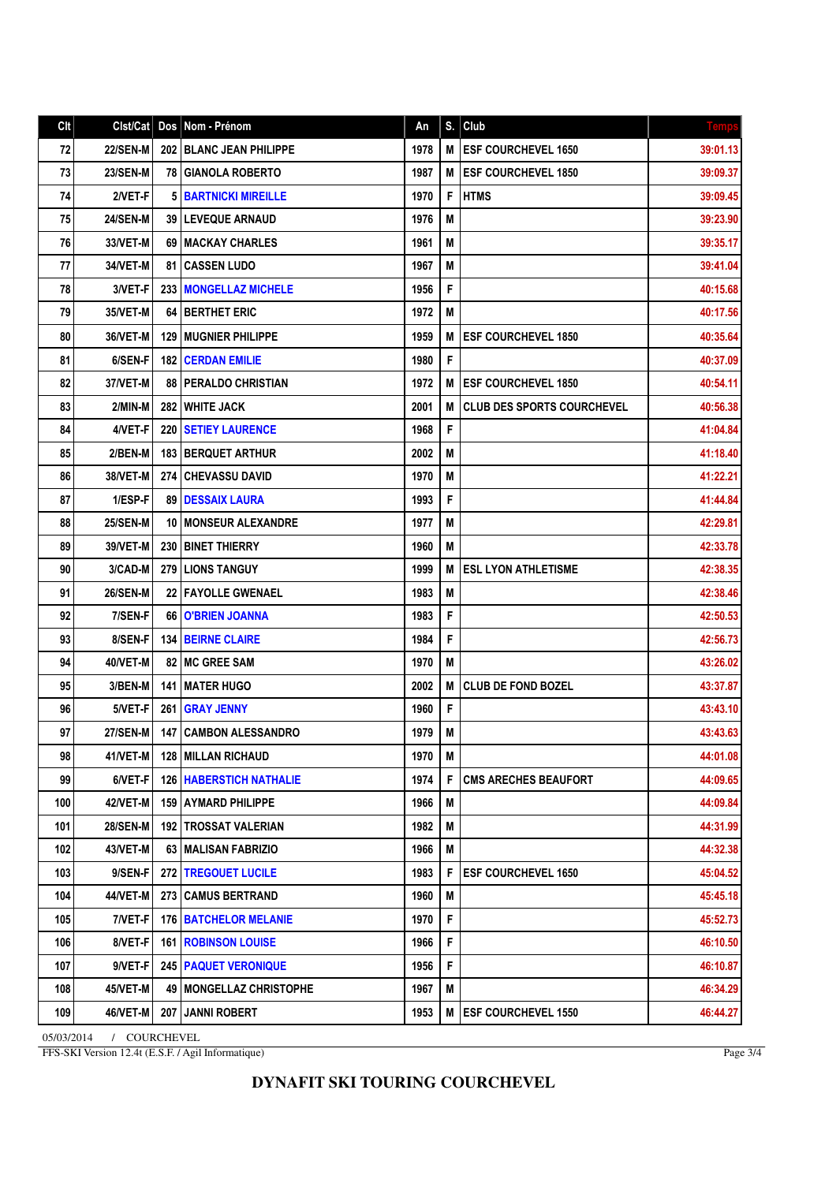| Clt | Clst/Cat | Dos | Nom - Prénom | An | S. | Club | Temps |
|---|---|---|---|---|---|---|---|
| 72 | 22/SEN-M | 202 | BLANC JEAN PHILIPPE | 1978 | M | ESF COURCHEVEL 1650 | 39:01.13 |
| 73 | 23/SEN-M | 78 | GIANOLA ROBERTO | 1987 | M | ESF COURCHEVEL 1850 | 39:09.37 |
| 74 | 2/VET-F | 5 | BARTNICKI MIREILLE | 1970 | F | HTMS | 39:09.45 |
| 75 | 24/SEN-M | 39 | LEVEQUE ARNAUD | 1976 | M | | 39:23.90 |
| 76 | 33/VET-M | 69 | MACKAY CHARLES | 1961 | M | | 39:35.17 |
| 77 | 34/VET-M | 81 | CASSEN LUDO | 1967 | M | | 39:41.04 |
| 78 | 3/VET-F | 233 | MONGELLAZ MICHELE | 1956 | F | | 40:15.68 |
| 79 | 35/VET-M | 64 | BERTHET ERIC | 1972 | M | | 40:17.56 |
| 80 | 36/VET-M | 129 | MUGNIER PHILIPPE | 1959 | M | ESF COURCHEVEL 1850 | 40:35.64 |
| 81 | 6/SEN-F | 182 | CERDAN EMILIE | 1980 | F | | 40:37.09 |
| 82 | 37/VET-M | 88 | PERALDO CHRISTIAN | 1972 | M | ESF COURCHEVEL 1850 | 40:54.11 |
| 83 | 2/MIN-M | 282 | WHITE JACK | 2001 | M | CLUB DES SPORTS COURCHEVEL | 40:56.38 |
| 84 | 4/VET-F | 220 | SETIEY LAURENCE | 1968 | F | | 41:04.84 |
| 85 | 2/BEN-M | 183 | BERQUET ARTHUR | 2002 | M | | 41:18.40 |
| 86 | 38/VET-M | 274 | CHEVASSU DAVID | 1970 | M | | 41:22.21 |
| 87 | 1/ESP-F | 89 | DESSAIX LAURA | 1993 | F | | 41:44.84 |
| 88 | 25/SEN-M | 10 | MONSEUR ALEXANDRE | 1977 | M | | 42:29.81 |
| 89 | 39/VET-M | 230 | BINET THIERRY | 1960 | M | | 42:33.78 |
| 90 | 3/CAD-M | 279 | LIONS TANGUY | 1999 | M | ESL LYON ATHLETISME | 42:38.35 |
| 91 | 26/SEN-M | 22 | FAYOLLE GWENAEL | 1983 | M | | 42:38.46 |
| 92 | 7/SEN-F | 66 | O'BRIEN JOANNA | 1983 | F | | 42:50.53 |
| 93 | 8/SEN-F | 134 | BEIRNE CLAIRE | 1984 | F | | 42:56.73 |
| 94 | 40/VET-M | 82 | MC GREE SAM | 1970 | M | | 43:26.02 |
| 95 | 3/BEN-M | 141 | MATER HUGO | 2002 | M | CLUB DE FOND BOZEL | 43:37.87 |
| 96 | 5/VET-F | 261 | GRAY JENNY | 1960 | F | | 43:43.10 |
| 97 | 27/SEN-M | 147 | CAMBON ALESSANDRO | 1979 | M | | 43:43.63 |
| 98 | 41/VET-M | 128 | MILLAN RICHAUD | 1970 | M | | 44:01.08 |
| 99 | 6/VET-F | 126 | HABERSTICH NATHALIE | 1974 | F | CMS ARECHES BEAUFORT | 44:09.65 |
| 100 | 42/VET-M | 159 | AYMARD PHILIPPE | 1966 | M | | 44:09.84 |
| 101 | 28/SEN-M | 192 | TROSSAT VALERIAN | 1982 | M | | 44:31.99 |
| 102 | 43/VET-M | 63 | MALISAN FABRIZIO | 1966 | M | | 44:32.38 |
| 103 | 9/SEN-F | 272 | TREGOUET LUCILE | 1983 | F | ESF COURCHEVEL 1650 | 45:04.52 |
| 104 | 44/VET-M | 273 | CAMUS BERTRAND | 1960 | M | | 45:45.18 |
| 105 | 7/VET-F | 176 | BATCHELOR MELANIE | 1970 | F | | 45:52.73 |
| 106 | 8/VET-F | 161 | ROBINSON LOUISE | 1966 | F | | 46:10.50 |
| 107 | 9/VET-F | 245 | PAQUET VERONIQUE | 1956 | F | | 46:10.87 |
| 108 | 45/VET-M | 49 | MONGELLAZ CHRISTOPHE | 1967 | M | | 46:34.29 |
| 109 | 46/VET-M | 207 | JANNI ROBERT | 1953 | M | ESF COURCHEVEL 1550 | 46:44.27 |

05/03/2014 / COURCHEVEL

FFS-SKI Version 12.4t (E.S.F. / Agil Informatique)

**DYNAFIT SKI TOURING COURCHEVEL**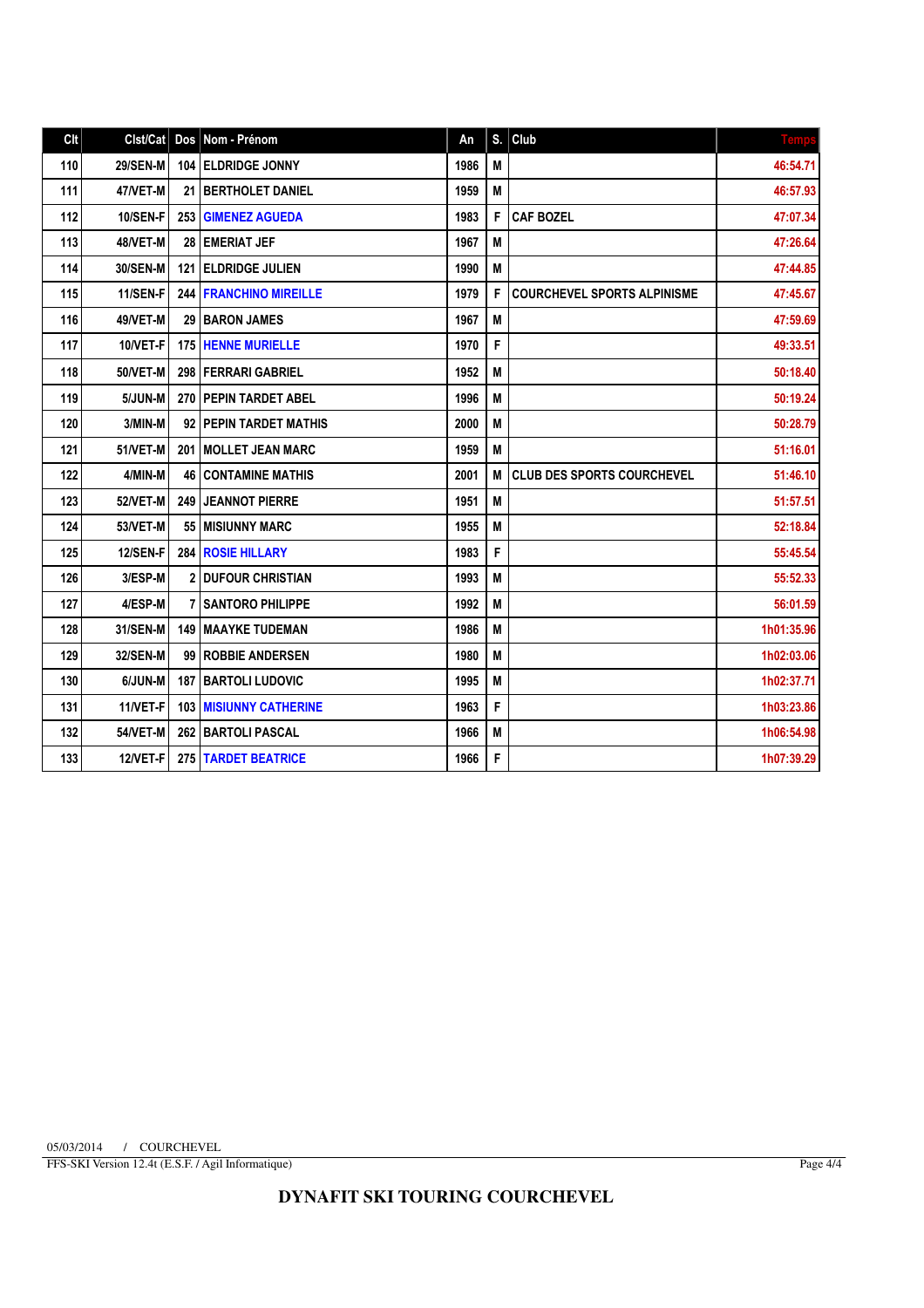| Clt | Clst/Cat | Dos | Nom - Prénom | An | S. | Club | Temps |
|---|---|---|---|---|---|---|---|
| 110 | 29/SEN-M | 104 | ELDRIDGE JONNY | 1986 | M | | 46:54.71 |
| 111 | 47/VET-M | 21 | BERTHOLET DANIEL | 1959 | M | | 46:57.93 |
| 112 | 10/SEN-F | 253 | GIMENEZ AGUEDA | 1983 | F | CAF BOZEL | 47:07.34 |
| 113 | 48/VET-M | 28 | EMERIAT JEF | 1967 | M | | 47:26.64 |
| 114 | 30/SEN-M | 121 | ELDRIDGE JULIEN | 1990 | M | | 47:44.85 |
| 115 | 11/SEN-F | 244 | FRANCHINO MIREILLE | 1979 | F | COURCHEVEL SPORTS ALPINISME | 47:45.67 |
| 116 | 49/VET-M | 29 | BARON JAMES | 1967 | M | | 47:59.69 |
| 117 | 10/VET-F | 175 | HENNE MURIELLE | 1970 | F | | 49:33.51 |
| 118 | 50/VET-M | 298 | FERRARI GABRIEL | 1952 | M | | 50:18.40 |
| 119 | 5/JUN-M | 270 | PEPIN TARDET ABEL | 1996 | M | | 50:19.24 |
| 120 | 3/MIN-M | 92 | PEPIN TARDET MATHIS | 2000 | M | | 50:28.79 |
| 121 | 51/VET-M | 201 | MOLLET JEAN MARC | 1959 | M | | 51:16.01 |
| 122 | 4/MIN-M | 46 | CONTAMINE MATHIS | 2001 | M | CLUB DES SPORTS COURCHEVEL | 51:46.10 |
| 123 | 52/VET-M | 249 | JEANNOT PIERRE | 1951 | M | | 51:57.51 |
| 124 | 53/VET-M | 55 | MISIUNNY MARC | 1955 | M | | 52:18.84 |
| 125 | 12/SEN-F | 284 | ROSIE HILLARY | 1983 | F | | 55:45.54 |
| 126 | 3/ESP-M | 2 | DUFOUR CHRISTIAN | 1993 | M | | 55:52.33 |
| 127 | 4/ESP-M | 7 | SANTORO PHILIPPE | 1992 | M | | 56:01.59 |
| 128 | 31/SEN-M | 149 | MAAYKE TUDEMAN | 1986 | M | | 1h01:35.96 |
| 129 | 32/SEN-M | 99 | ROBBIE ANDERSEN | 1980 | M | | 1h02:03.06 |
| 130 | 6/JUN-M | 187 | BARTOLI LUDOVIC | 1995 | M | | 1h02:37.71 |
| 131 | 11/VET-F | 103 | MISIUNNY CATHERINE | 1963 | F | | 1h03:23.86 |
| 132 | 54/VET-M | 262 | BARTOLI PASCAL | 1966 | M | | 1h06:54.98 |
| 133 | 12/VET-F | 275 | TARDET BEATRICE | 1966 | F | | 1h07:39.29 |

05/03/2014 / COURCHEVEL

FFS-SKI Version 12.4t (E.S.F. / Agil Informatique)

**DYNAFIT SKI TOURING COURCHEVEL**